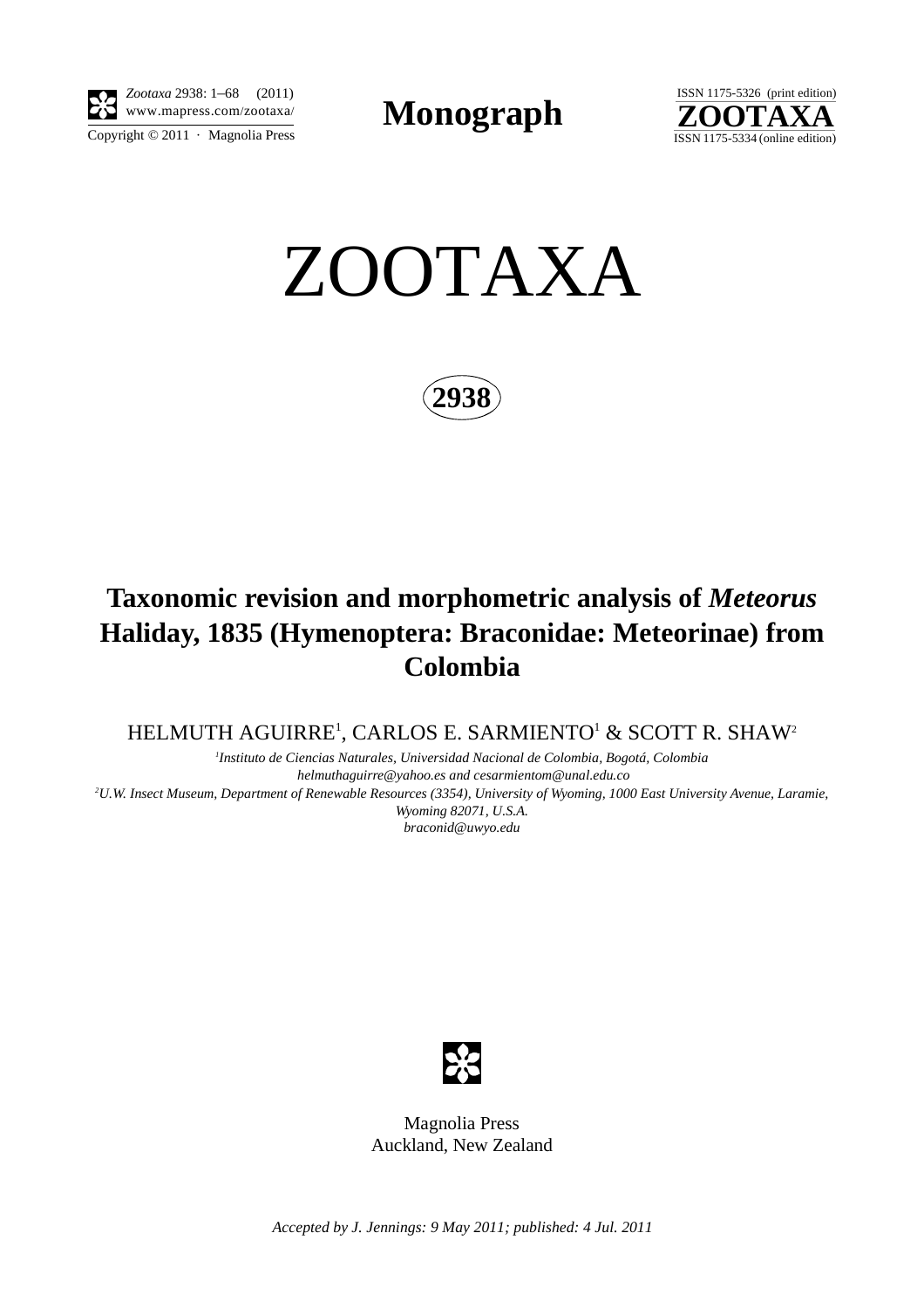**Monograph**

ISSN 1175-5326 (print edition)
ZOOTAXA
ISSN 1175-5334 (online edition)

# ZOOTAXA

**2938**

## Taxonomic revision and morphometric analysis of *Meteorus* Haliday, 1835 (Hymenoptera: Braconidae: Meteorinae) from Colombia

HELMUTH AGUIRRE[1], CARLOS E. SARMIENTO[1] & SCOTT R. SHAW[2]

[1]*Instituto de Ciencias Naturales, Universidad Nacional de Colombia, Bogotá, Colombia*
*helmuthaguirre@yahoo.es and cesarmientom@unal.edu.co*
[2]*U.W. Insect Museum, Department of Renewable Resources (3354), University of Wyoming, 1000 East University Avenue, Laramie, Wyoming 82071, U.S.A.*
*braconid@uwyo.edu*

Magnolia Press
Auckland, New Zealand

*Accepted by J. Jennings: 9 May 2011; published: 4 Jul. 2011*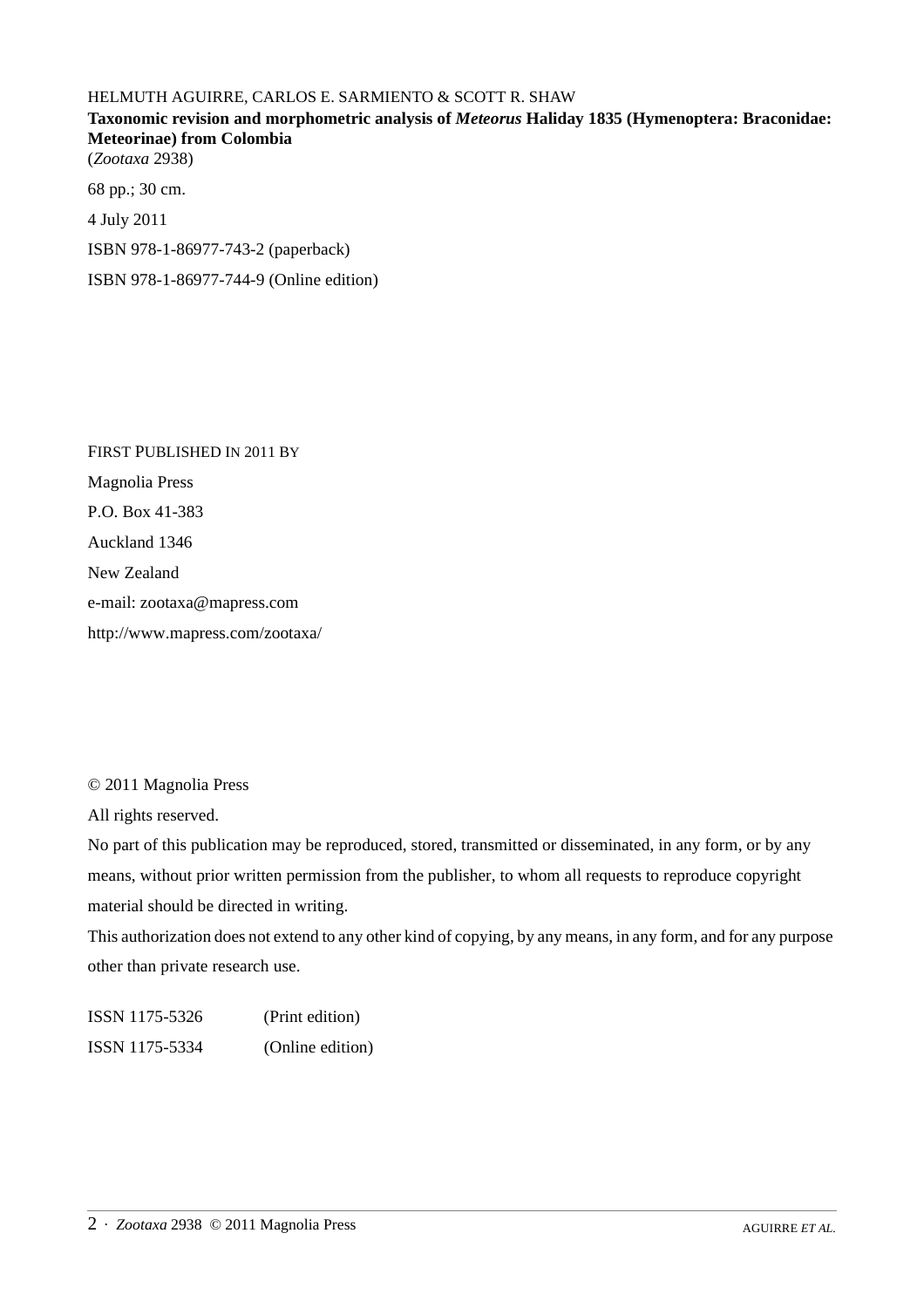HELMUTH AGUIRRE, CARLOS E. SARMIENTO & SCOTT R. SHAW

**Taxonomic revision and morphometric analysis of *Meteorus* Haliday 1835 (Hymenoptera: Braconidae: Meteorinae) from Colombia**

(*Zootaxa* 2938)

68 pp.; 30 cm.

4 July 2011

ISBN 978-1-86977-743-2 (paperback)

ISBN 978-1-86977-744-9 (Online edition)

FIRST PUBLISHED IN 2011 BY

Magnolia Press

P.O. Box 41-383

Auckland 1346

New Zealand

e-mail: zootaxa@mapress.com

http://www.mapress.com/zootaxa/

© 2011 Magnolia Press

All rights reserved.

No part of this publication may be reproduced, stored, transmitted or disseminated, in any form, or by any means, without prior written permission from the publisher, to whom all requests to reproduce copyright material should be directed in writing.

This authorization does not extend to any other kind of copying, by any means, in any form, and for any purpose other than private research use.

| ISSN 1175-5326 | (Print edition) |
|---|---|
| ISSN 1175-5334 | (Online edition) |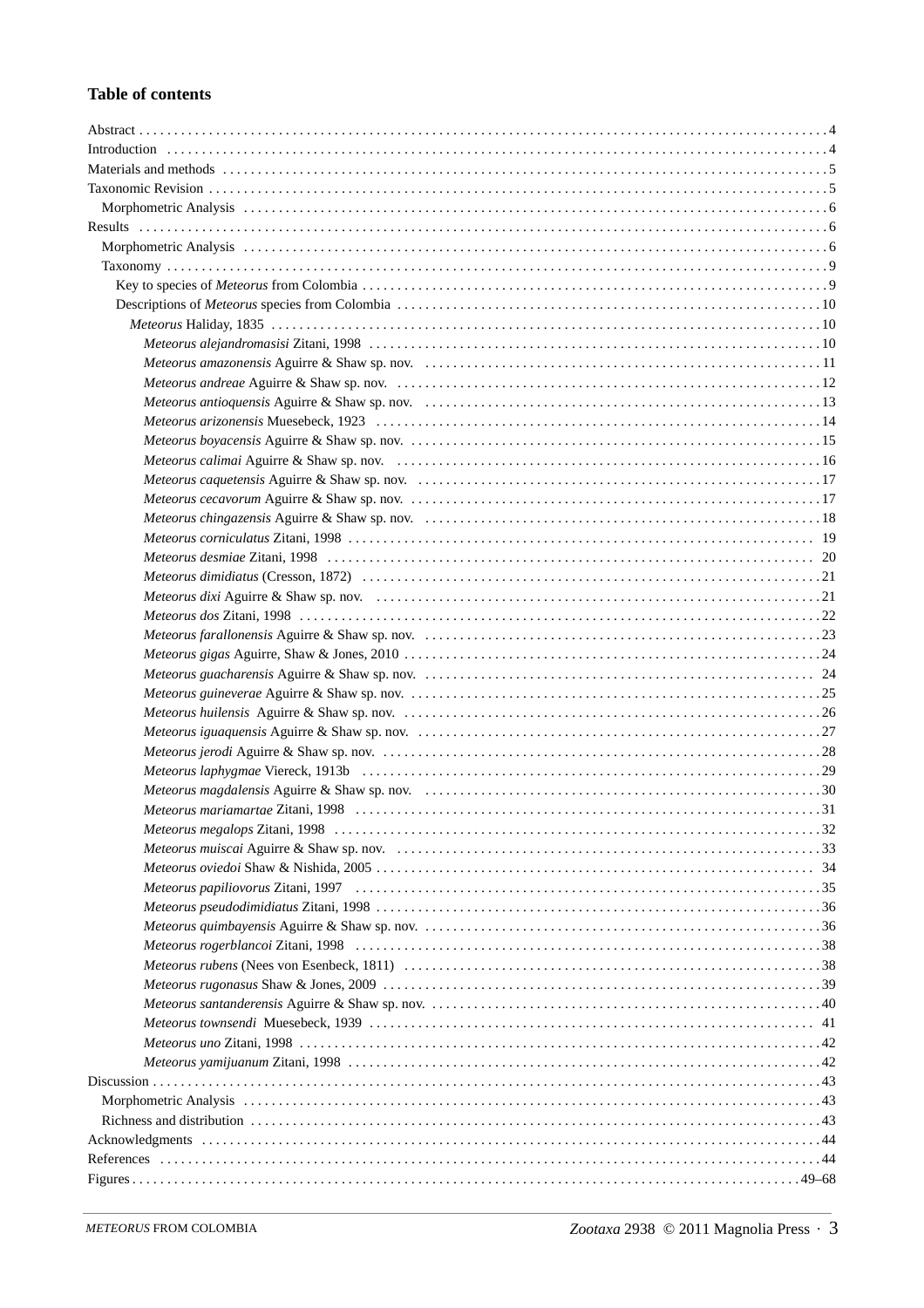## Table of contents

- Abstract . . . 4
- Introduction . . . 4
- Materials and methods . . . 5
- Taxonomic Revision . . . 5
  - Morphometric Analysis . . . 6
- Results . . . 6
  - Morphometric Analysis . . . 6
  - Taxonomy . . . 9
    - Key to species of *Meteorus* from Colombia . . . 9
    - Descriptions of *Meteorus* species from Colombia . . . 10
      - *Meteorus* Haliday, 1835 . . . 10
        - *Meteorus alejandromasisi* Zitani, 1998 . . . 10
        - *Meteorus amazonensis* Aguirre & Shaw sp. nov. . . . 11
        - *Meteorus andreae* Aguirre & Shaw sp. nov. . . . 12
        - *Meteorus antioquensis* Aguirre & Shaw sp. nov. . . . 13
        - *Meteorus arizonensis* Muesebeck, 1923 . . . 14
        - *Meteorus boyacensis* Aguirre & Shaw sp. nov. . . . 15
        - *Meteorus calimai* Aguirre & Shaw sp. nov. . . . 16
        - *Meteorus caquetensis* Aguirre & Shaw sp. nov. . . . 17
        - *Meteorus cecavorum* Aguirre & Shaw sp. nov. . . . 17
        - *Meteorus chingazensis* Aguirre & Shaw sp. nov. . . . 18
        - *Meteorus corniculatus* Zitani, 1998 . . . 19
        - *Meteorus desmiae* Zitani, 1998 . . . 20
        - *Meteorus dimidiatus* (Cresson, 1872) . . . 21
        - *Meteorus dixi* Aguirre & Shaw sp. nov. . . . 21
        - *Meteorus dos* Zitani, 1998 . . . 22
        - *Meteorus farallonensis* Aguirre & Shaw sp. nov. . . . 23
        - *Meteorus gigas* Aguirre, Shaw & Jones, 2010 . . . 24
        - *Meteorus guacharensis* Aguirre & Shaw sp. nov. . . . 24
        - *Meteorus guineverae* Aguirre & Shaw sp. nov. . . . 25
        - *Meteorus huilensis* Aguirre & Shaw sp. nov. . . . 26
        - *Meteorus iguaquensis* Aguirre & Shaw sp. nov. . . . 27
        - *Meteorus jerodi* Aguirre & Shaw sp. nov. . . . 28
        - *Meteorus laphygmae* Viereck, 1913b . . . 29
        - *Meteorus magdalensis* Aguirre & Shaw sp. nov. . . . 30
        - *Meteorus mariamartae* Zitani, 1998 . . . 31
        - *Meteorus megalops* Zitani, 1998 . . . 32
        - *Meteorus muiscai* Aguirre & Shaw sp. nov. . . . 33
        - *Meteorus oviedoi* Shaw & Nishida, 2005 . . . 34
        - *Meteorus papiliovorus* Zitani, 1997 . . . 35
        - *Meteorus pseudodimidiatus* Zitani, 1998 . . . 36
        - *Meteorus quimbayensis* Aguirre & Shaw sp. nov. . . . 36
        - *Meteorus rogerblancoi* Zitani, 1998 . . . 38
        - *Meteorus rubens* (Nees von Esenbeck, 1811) . . . 38
        - *Meteorus rugonasus* Shaw & Jones, 2009 . . . 39
        - *Meteorus santanderensis* Aguirre & Shaw sp. nov. . . . 40
        - *Meteorus townsendi* Muesebeck, 1939 . . . 41
        - *Meteorus uno* Zitani, 1998 . . . 42
        - *Meteorus yamijuanum* Zitani, 1998 . . . 42
- Discussion . . . 43
  - Morphometric Analysis . . . 43
  - Richness and distribution . . . 43
- Acknowledgments . . . 44
- References . . . 44
- Figures . . . 49–68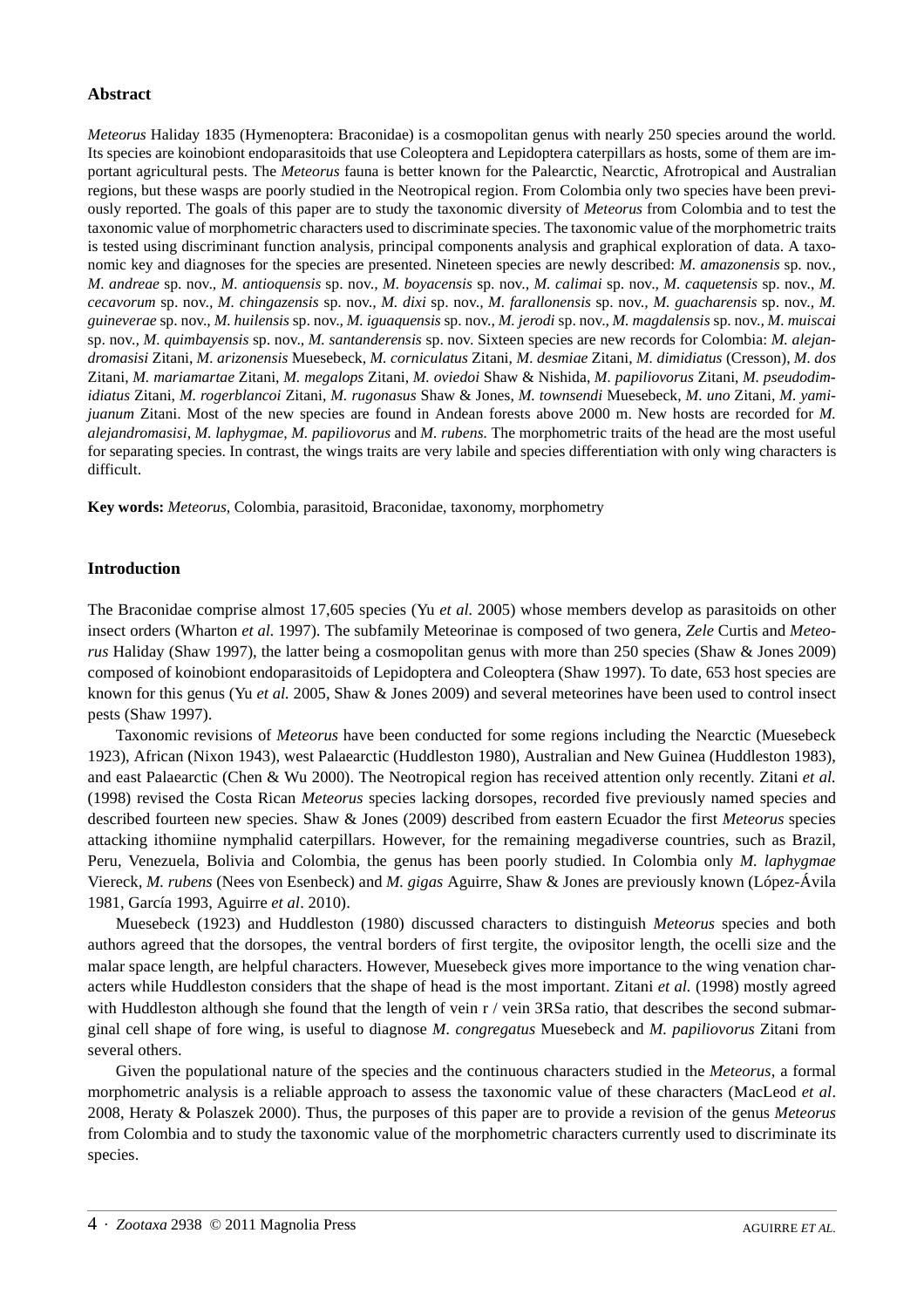## Abstract

*Meteorus* Haliday 1835 (Hymenoptera: Braconidae) is a cosmopolitan genus with nearly 250 species around the world. Its species are koinobiont endoparasitoids that use Coleoptera and Lepidoptera caterpillars as hosts, some of them are important agricultural pests. The *Meteorus* fauna is better known for the Palearctic, Nearctic, Afrotropical and Australian regions, but these wasps are poorly studied in the Neotropical region. From Colombia only two species have been previously reported. The goals of this paper are to study the taxonomic diversity of *Meteorus* from Colombia and to test the taxonomic value of morphometric characters used to discriminate species. The taxonomic value of the morphometric traits is tested using discriminant function analysis, principal components analysis and graphical exploration of data. A taxonomic key and diagnoses for the species are presented. Nineteen species are newly described: *M. amazonensis* sp. nov., *M. andreae* sp. nov., *M. antioquensis* sp. nov., *M. boyacensis* sp. nov., *M. calimai* sp. nov., *M. caquetensis* sp. nov., *M. cecavorum* sp. nov., *M. chingazensis* sp. nov., *M. dixi* sp. nov., *M. farallonensis* sp. nov., *M. guacharensis* sp. nov., *M. guineverae* sp. nov., *M. huilensis* sp. nov., *M. iguaquensis* sp. nov., *M. jerodi* sp. nov., *M. magdalensis* sp. nov., *M. muiscai* sp. nov., *M. quimbayensis* sp. nov., *M. santanderensis* sp. nov. Sixteen species are new records for Colombia: *M. alejandromasisi* Zitani, *M. arizonensis* Muesebeck, *M. corniculatus* Zitani, *M. desmiae* Zitani, *M. dimidiatus* (Cresson), *M. dos* Zitani, *M. mariamartae* Zitani, *M. megalops* Zitani, *M. oviedoi* Shaw & Nishida, *M. papiliovorus* Zitani, *M. pseudodimidiatus* Zitani, *M. rogerblancoi* Zitani, *M. rugonasus* Shaw & Jones, *M. townsendi* Muesebeck, *M. uno* Zitani, *M. yamijuanum* Zitani. Most of the new species are found in Andean forests above 2000 m. New hosts are recorded for *M. alejandromasisi*, *M. laphygmae*, *M. papiliovorus* and *M. rubens*. The morphometric traits of the head are the most useful for separating species. In contrast, the wings traits are very labile and species differentiation with only wing characters is difficult.

**Key words:** *Meteorus*, Colombia, parasitoid, Braconidae, taxonomy, morphometry

## Introduction

The Braconidae comprise almost 17,605 species (Yu *et al.* 2005) whose members develop as parasitoids on other insect orders (Wharton *et al.* 1997). The subfamily Meteorinae is composed of two genera, *Zele* Curtis and *Meteorus* Haliday (Shaw 1997), the latter being a cosmopolitan genus with more than 250 species (Shaw & Jones 2009) composed of koinobiont endoparasitoids of Lepidoptera and Coleoptera (Shaw 1997). To date, 653 host species are known for this genus (Yu *et al.* 2005, Shaw & Jones 2009) and several meteorines have been used to control insect pests (Shaw 1997).

Taxonomic revisions of *Meteorus* have been conducted for some regions including the Nearctic (Muesebeck 1923), African (Nixon 1943), west Palaearctic (Huddleston 1980), Australian and New Guinea (Huddleston 1983), and east Palaearctic (Chen & Wu 2000). The Neotropical region has received attention only recently. Zitani *et al.* (1998) revised the Costa Rican *Meteorus* species lacking dorsopes, recorded five previously named species and described fourteen new species. Shaw & Jones (2009) described from eastern Ecuador the first *Meteorus* species attacking ithomiine nymphalid caterpillars. However, for the remaining megadiverse countries, such as Brazil, Peru, Venezuela, Bolivia and Colombia, the genus has been poorly studied. In Colombia only *M. laphygmae* Viereck, *M. rubens* (Nees von Esenbeck) and *M. gigas* Aguirre, Shaw & Jones are previously known (López-Ávila 1981, García 1993, Aguirre *et al*. 2010).

Muesebeck (1923) and Huddleston (1980) discussed characters to distinguish *Meteorus* species and both authors agreed that the dorsopes, the ventral borders of first tergite, the ovipositor length, the ocelli size and the malar space length, are helpful characters. However, Muesebeck gives more importance to the wing venation characters while Huddleston considers that the shape of head is the most important. Zitani *et al.* (1998) mostly agreed with Huddleston although she found that the length of vein r / vein 3RSa ratio, that describes the second submarginal cell shape of fore wing, is useful to diagnose *M. congregatus* Muesebeck and *M. papiliovorus* Zitani from several others.

Given the populational nature of the species and the continuous characters studied in the *Meteorus*, a formal morphometric analysis is a reliable approach to assess the taxonomic value of these characters (MacLeod *et al*. 2008, Heraty & Polaszek 2000). Thus, the purposes of this paper are to provide a revision of the genus *Meteorus* from Colombia and to study the taxonomic value of the morphometric characters currently used to discriminate its species.